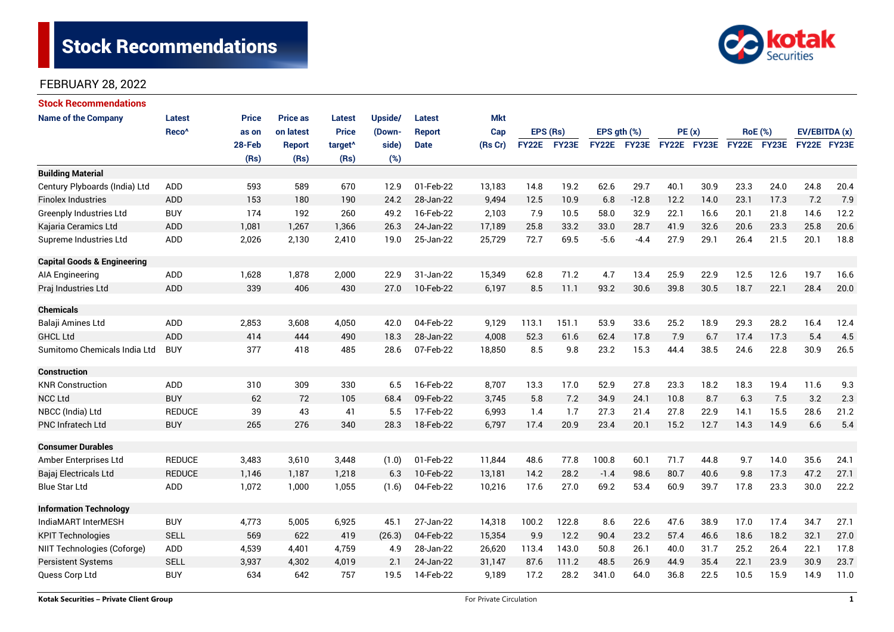# Stock Recommendations

FEBRUARY 28, 2022

## Stock Recommendations

| Name of the Company | Latest Reco^ | Price as on 28-Feb (Rs) | Price as on latest Report (Rs) | Latest Price target^ (Rs) | Upside/ (Down-side) (%) | Latest Report Date | Mkt Cap (Rs Cr) | EPS (Rs) | | EPS gth (%) | | PE (x) | | RoE (%) | | EV/EBITDA (x) | |
|---|---|---|---|---|---|---|---|---|---|---|---|---|---|---|---|---|---|
| | | | | | | | | FY22E | FY23E | FY22E | FY23E | FY22E | FY23E | FY22E | FY23E | FY22E | FY23E |
| **Building Material** | | | | | | | | | | | | | | | | | |
| Century Plyboards (India) Ltd | ADD | 593 | 589 | 670 | 12.9 | 01-Feb-22 | 13,183 | 14.8 | 19.2 | 62.6 | 29.7 | 40.1 | 30.9 | 23.3 | 24.0 | 24.8 | 20.4 |
| Finolex Industries | ADD | 153 | 180 | 190 | 24.2 | 28-Jan-22 | 9,494 | 12.5 | 10.9 | 6.8 | -12.8 | 12.2 | 14.0 | 23.1 | 17.3 | 7.2 | 7.9 |
| Greenply Industries Ltd | BUY | 174 | 192 | 260 | 49.2 | 16-Feb-22 | 2,103 | 7.9 | 10.5 | 58.0 | 32.9 | 22.1 | 16.6 | 20.1 | 21.8 | 14.6 | 12.2 |
| Kajaria Ceramics Ltd | ADD | 1,081 | 1,267 | 1,366 | 26.3 | 24-Jan-22 | 17,189 | 25.8 | 33.2 | 33.0 | 28.7 | 41.9 | 32.6 | 20.6 | 23.3 | 25.8 | 20.6 |
| Supreme Industries Ltd | ADD | 2,026 | 2,130 | 2,410 | 19.0 | 25-Jan-22 | 25,729 | 72.7 | 69.5 | -5.6 | -4.4 | 27.9 | 29.1 | 26.4 | 21.5 | 20.1 | 18.8 |
| **Capital Goods & Engineering** | | | | | | | | | | | | | | | | | |
| AIA Engineering | ADD | 1,628 | 1,878 | 2,000 | 22.9 | 31-Jan-22 | 15,349 | 62.8 | 71.2 | 4.7 | 13.4 | 25.9 | 22.9 | 12.5 | 12.6 | 19.7 | 16.6 |
| Praj Industries Ltd | ADD | 339 | 406 | 430 | 27.0 | 10-Feb-22 | 6,197 | 8.5 | 11.1 | 93.2 | 30.6 | 39.8 | 30.5 | 18.7 | 22.1 | 28.4 | 20.0 |
| **Chemicals** | | | | | | | | | | | | | | | | | |
| Balaji Amines Ltd | ADD | 2,853 | 3,608 | 4,050 | 42.0 | 04-Feb-22 | 9,129 | 113.1 | 151.1 | 53.9 | 33.6 | 25.2 | 18.9 | 29.3 | 28.2 | 16.4 | 12.4 |
| GHCL Ltd | ADD | 414 | 444 | 490 | 18.3 | 28-Jan-22 | 4,008 | 52.3 | 61.6 | 62.4 | 17.8 | 7.9 | 6.7 | 17.4 | 17.3 | 5.4 | 4.5 |
| Sumitomo Chemicals India Ltd | BUY | 377 | 418 | 485 | 28.6 | 07-Feb-22 | 18,850 | 8.5 | 9.8 | 23.2 | 15.3 | 44.4 | 38.5 | 24.6 | 22.8 | 30.9 | 26.5 |
| **Construction** | | | | | | | | | | | | | | | | | |
| KNR Construction | ADD | 310 | 309 | 330 | 6.5 | 16-Feb-22 | 8,707 | 13.3 | 17.0 | 52.9 | 27.8 | 23.3 | 18.2 | 18.3 | 19.4 | 11.6 | 9.3 |
| NCC Ltd | BUY | 62 | 72 | 105 | 68.4 | 09-Feb-22 | 3,745 | 5.8 | 7.2 | 34.9 | 24.1 | 10.8 | 8.7 | 6.3 | 7.5 | 3.2 | 2.3 |
| NBCC (India) Ltd | REDUCE | 39 | 43 | 41 | 5.5 | 17-Feb-22 | 6,993 | 1.4 | 1.7 | 27.3 | 21.4 | 27.8 | 22.9 | 14.1 | 15.5 | 28.6 | 21.2 |
| PNC Infratech Ltd | BUY | 265 | 276 | 340 | 28.3 | 18-Feb-22 | 6,797 | 17.4 | 20.9 | 23.4 | 20.1 | 15.2 | 12.7 | 14.3 | 14.9 | 6.6 | 5.4 |
| **Consumer Durables** | | | | | | | | | | | | | | | | | |
| Amber Enterprises Ltd | REDUCE | 3,483 | 3,610 | 3,448 | (1.0) | 01-Feb-22 | 11,844 | 48.6 | 77.8 | 100.8 | 60.1 | 71.7 | 44.8 | 9.7 | 14.0 | 35.6 | 24.1 |
| Bajaj Electricals Ltd | REDUCE | 1,146 | 1,187 | 1,218 | 6.3 | 10-Feb-22 | 13,181 | 14.2 | 28.2 | -1.4 | 98.6 | 80.7 | 40.6 | 9.8 | 17.3 | 47.2 | 27.1 |
| Blue Star Ltd | ADD | 1,072 | 1,000 | 1,055 | (1.6) | 04-Feb-22 | 10,216 | 17.6 | 27.0 | 69.2 | 53.4 | 60.9 | 39.7 | 17.8 | 23.3 | 30.0 | 22.2 |
| **Information Technology** | | | | | | | | | | | | | | | | | |
| IndiaMART InterMESH | BUY | 4,773 | 5,005 | 6,925 | 45.1 | 27-Jan-22 | 14,318 | 100.2 | 122.8 | 8.6 | 22.6 | 47.6 | 38.9 | 17.0 | 17.4 | 34.7 | 27.1 |
| KPIT Technologies | SELL | 569 | 622 | 419 | (26.3) | 04-Feb-22 | 15,354 | 9.9 | 12.2 | 90.4 | 23.2 | 57.4 | 46.6 | 18.6 | 18.2 | 32.1 | 27.0 |
| NIIT Technologies (Coforge) | ADD | 4,539 | 4,401 | 4,759 | 4.9 | 28-Jan-22 | 26,620 | 113.4 | 143.0 | 50.8 | 26.1 | 40.0 | 31.7 | 25.2 | 26.4 | 22.1 | 17.8 |
| Persistent Systems | SELL | 3,937 | 4,302 | 4,019 | 2.1 | 24-Jan-22 | 31,147 | 87.6 | 111.2 | 48.5 | 26.9 | 44.9 | 35.4 | 22.1 | 23.9 | 30.9 | 23.7 |
| Quess Corp Ltd | BUY | 634 | 642 | 757 | 19.5 | 14-Feb-22 | 9,189 | 17.2 | 28.2 | 341.0 | 64.0 | 36.8 | 22.5 | 10.5 | 15.9 | 14.9 | 11.0 |

Kotak Securities – Private Client Group | For Private Circulation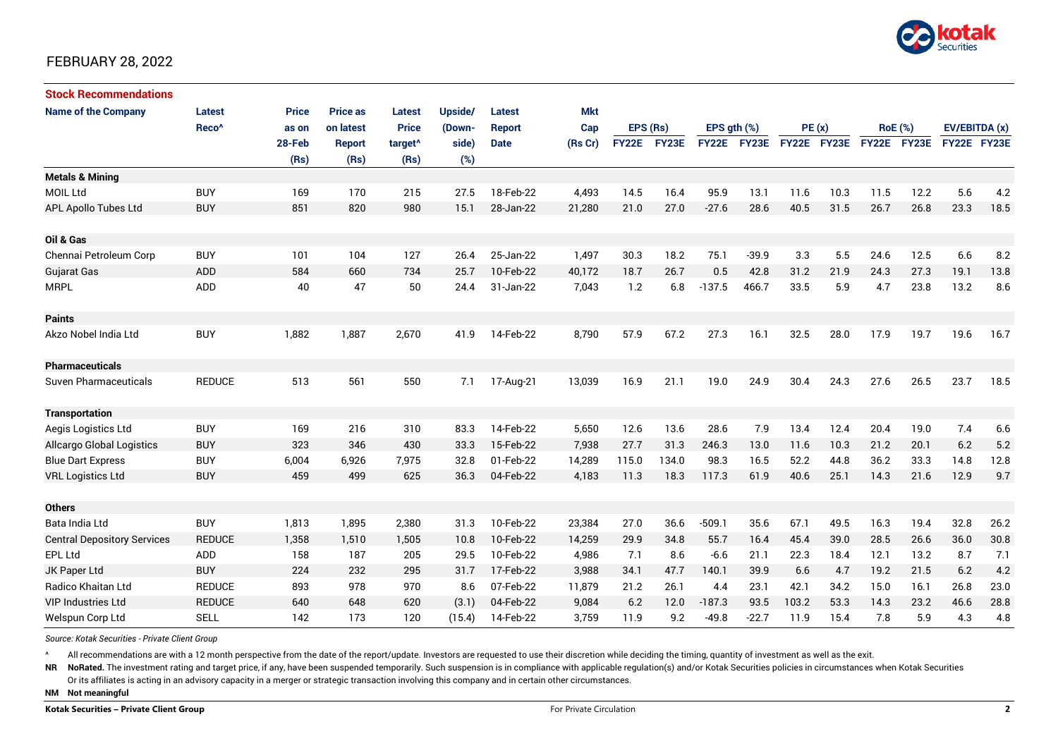FEBRUARY 28, 2022

## Stock Recommendations

| Name of the Company | Latest Reco^ | Price as on 28-Feb (Rs) | Price as on latest Report (Rs) | Latest Price target^ (Rs) | Upside/ (Down-side) (%) | Latest Report Date | Mkt Cap (Rs Cr) | EPS (Rs) | | EPS gth (%) | | PE (x) | | RoE (%) | | EV/EBITDA (x) | |
|---|---|---|---|---|---|---|---|---|---|---|---|---|---|---|---|---|---|
| | | | | | | | | FY22E | FY23E | FY22E | FY23E | FY22E | FY23E | FY22E | FY23E | FY22E | FY23E |
| **Metals & Mining** | | | | | | | | | | | | | | | | | |
| MOIL Ltd | BUY | 169 | 170 | 215 | 27.5 | 18-Feb-22 | 4,493 | 14.5 | 16.4 | 95.9 | 13.1 | 11.6 | 10.3 | 11.5 | 12.2 | 5.6 | 4.2 |
| APL Apollo Tubes Ltd | BUY | 851 | 820 | 980 | 15.1 | 28-Jan-22 | 21,280 | 21.0 | 27.0 | -27.6 | 28.6 | 40.5 | 31.5 | 26.7 | 26.8 | 23.3 | 18.5 |
| **Oil & Gas** | | | | | | | | | | | | | | | | | |
| Chennai Petroleum Corp | BUY | 101 | 104 | 127 | 26.4 | 25-Jan-22 | 1,497 | 30.3 | 18.2 | 75.1 | -39.9 | 3.3 | 5.5 | 24.6 | 12.5 | 6.6 | 8.2 |
| Gujarat Gas | ADD | 584 | 660 | 734 | 25.7 | 10-Feb-22 | 40,172 | 18.7 | 26.7 | 0.5 | 42.8 | 31.2 | 21.9 | 24.3 | 27.3 | 19.1 | 13.8 |
| MRPL | ADD | 40 | 47 | 50 | 24.4 | 31-Jan-22 | 7,043 | 1.2 | 6.8 | -137.5 | 466.7 | 33.5 | 5.9 | 4.7 | 23.8 | 13.2 | 8.6 |
| **Paints** | | | | | | | | | | | | | | | | | |
| Akzo Nobel India Ltd | BUY | 1,882 | 1,887 | 2,670 | 41.9 | 14-Feb-22 | 8,790 | 57.9 | 67.2 | 27.3 | 16.1 | 32.5 | 28.0 | 17.9 | 19.7 | 19.6 | 16.7 |
| **Pharmaceuticals** | | | | | | | | | | | | | | | | | |
| Suven Pharmaceuticals | REDUCE | 513 | 561 | 550 | 7.1 | 17-Aug-21 | 13,039 | 16.9 | 21.1 | 19.0 | 24.9 | 30.4 | 24.3 | 27.6 | 26.5 | 23.7 | 18.5 |
| **Transportation** | | | | | | | | | | | | | | | | | |
| Aegis Logistics Ltd | BUY | 169 | 216 | 310 | 83.3 | 14-Feb-22 | 5,650 | 12.6 | 13.6 | 28.6 | 7.9 | 13.4 | 12.4 | 20.4 | 19.0 | 7.4 | 6.6 |
| Allcargo Global Logistics | BUY | 323 | 346 | 430 | 33.3 | 15-Feb-22 | 7,938 | 27.7 | 31.3 | 246.3 | 13.0 | 11.6 | 10.3 | 21.2 | 20.1 | 6.2 | 5.2 |
| Blue Dart Express | BUY | 6,004 | 6,926 | 7,975 | 32.8 | 01-Feb-22 | 14,289 | 115.0 | 134.0 | 98.3 | 16.5 | 52.2 | 44.8 | 36.2 | 33.3 | 14.8 | 12.8 |
| VRL Logistics Ltd | BUY | 459 | 499 | 625 | 36.3 | 04-Feb-22 | 4,183 | 11.3 | 18.3 | 117.3 | 61.9 | 40.6 | 25.1 | 14.3 | 21.6 | 12.9 | 9.7 |
| **Others** | | | | | | | | | | | | | | | | | |
| Bata India Ltd | BUY | 1,813 | 1,895 | 2,380 | 31.3 | 10-Feb-22 | 23,384 | 27.0 | 36.6 | -509.1 | 35.6 | 67.1 | 49.5 | 16.3 | 19.4 | 32.8 | 26.2 |
| Central Depository Services | REDUCE | 1,358 | 1,510 | 1,505 | 10.8 | 10-Feb-22 | 14,259 | 29.9 | 34.8 | 55.7 | 16.4 | 45.4 | 39.0 | 28.5 | 26.6 | 36.0 | 30.8 |
| EPL Ltd | ADD | 158 | 187 | 205 | 29.5 | 10-Feb-22 | 4,986 | 7.1 | 8.6 | -6.6 | 21.1 | 22.3 | 18.4 | 12.1 | 13.2 | 8.7 | 7.1 |
| JK Paper Ltd | BUY | 224 | 232 | 295 | 31.7 | 17-Feb-22 | 3,988 | 34.1 | 47.7 | 140.1 | 39.9 | 6.6 | 4.7 | 19.2 | 21.5 | 6.2 | 4.2 |
| Radico Khaitan Ltd | REDUCE | 893 | 978 | 970 | 8.6 | 07-Feb-22 | 11,879 | 21.2 | 26.1 | 4.4 | 23.1 | 42.1 | 34.2 | 15.0 | 16.1 | 26.8 | 23.0 |
| VIP Industries Ltd | REDUCE | 640 | 648 | 620 | (3.1) | 04-Feb-22 | 9,084 | 6.2 | 12.0 | -187.3 | 93.5 | 103.2 | 53.3 | 14.3 | 23.2 | 46.6 | 28.8 |
| Welspun Corp Ltd | SELL | 142 | 173 | 120 | (15.4) | 14-Feb-22 | 3,759 | 11.9 | 9.2 | -49.8 | -22.7 | 11.9 | 15.4 | 7.8 | 5.9 | 4.3 | 4.8 |

*Source: Kotak Securities - Private Client Group*

^ All recommendations are with a 12 month perspective from the date of the report/update. Investors are requested to use their discretion while deciding the timing, quantity of investment as well as the exit.

**NR NoRated.** The investment rating and target price, if any, have been suspended temporarily. Such suspension is in compliance with applicable regulation(s) and/or Kotak Securities policies in circumstances when Kotak Securities Or its affiliates is acting in an advisory capacity in a merger or strategic transaction involving this company and in certain other circumstances.

**NM Not meaningful**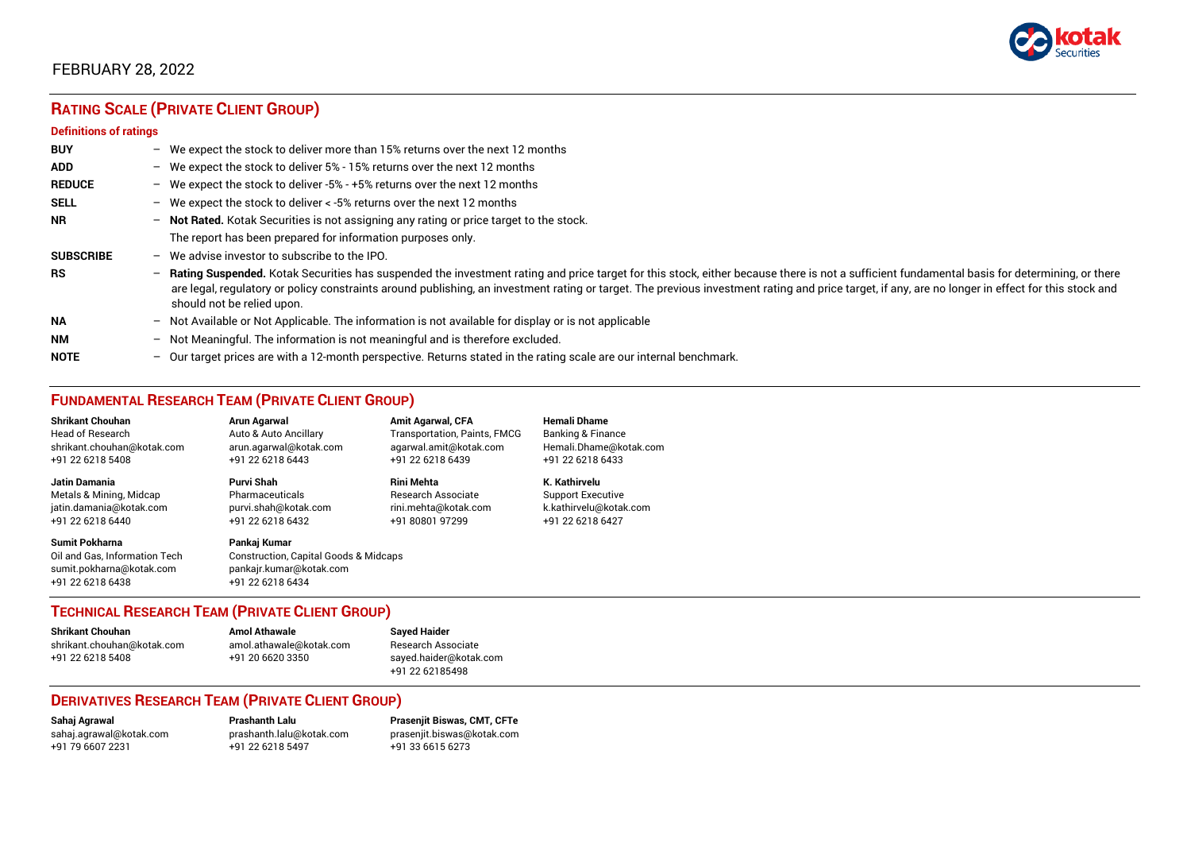FEBRUARY 28, 2022

## RATING SCALE (PRIVATE CLIENT GROUP)

### Definitions of ratings

**BUY** – We expect the stock to deliver more than 15% returns over the next 12 months

**ADD** – We expect the stock to deliver 5% - 15% returns over the next 12 months

**REDUCE** – We expect the stock to deliver -5% - +5% returns over the next 12 months

**SELL** – We expect the stock to deliver < -5% returns over the next 12 months

**NR** – **Not Rated.** Kotak Securities is not assigning any rating or price target to the stock. The report has been prepared for information purposes only.

**SUBSCRIBE** – We advise investor to subscribe to the IPO.

**RS** – **Rating Suspended.** Kotak Securities has suspended the investment rating and price target for this stock, either because there is not a sufficient fundamental basis for determining, or there are legal, regulatory or policy constraints around publishing, an investment rating or target. The previous investment rating and price target, if any, are no longer in effect for this stock and should not be relied upon.

**NA** – Not Available or Not Applicable. The information is not available for display or is not applicable

**NM** – Not Meaningful. The information is not meaningful and is therefore excluded.

**NOTE** – Our target prices are with a 12-month perspective. Returns stated in the rating scale are our internal benchmark.

## FUNDAMENTAL RESEARCH TEAM (PRIVATE CLIENT GROUP)

**Shrikant Chouhan**
Head of Research
shrikant.chouhan@kotak.com
+91 22 6218 5408

**Arun Agarwal**
Auto & Auto Ancillary
arun.agarwal@kotak.com
+91 22 6218 6443

**Amit Agarwal, CFA**
Transportation, Paints, FMCG
agarwal.amit@kotak.com
+91 22 6218 6439

**Hemali Dhame**
Banking & Finance
Hemali.Dhame@kotak.com
+91 22 6218 6433

**Jatin Damania**
Metals & Mining, Midcap
jatin.damania@kotak.com
+91 22 6218 6440

**Purvi Shah**
Pharmaceuticals
purvi.shah@kotak.com
+91 22 6218 6432

**Rini Mehta**
Research Associate
rini.mehta@kotak.com
+91 80801 97299

**K. Kathirvelu**
Support Executive
k.kathirvelu@kotak.com
+91 22 6218 6427

**Sumit Pokharna**
Oil and Gas, Information Tech
sumit.pokharna@kotak.com
+91 22 6218 6438

**Pankaj Kumar**
Construction, Capital Goods & Midcaps
pankajr.kumar@kotak.com
+91 22 6218 6434

## TECHNICAL RESEARCH TEAM (PRIVATE CLIENT GROUP)

**Shrikant Chouhan**
shrikant.chouhan@kotak.com
+91 22 6218 5408

**Amol Athawale**
amol.athawale@kotak.com
+91 20 6620 3350

**Sayed Haider**
Research Associate
sayed.haider@kotak.com
+91 22 62185498

## DERIVATIVES RESEARCH TEAM (PRIVATE CLIENT GROUP)

**Sahaj Agrawal**
sahaj.agrawal@kotak.com
+91 79 6607 2231

**Prashanth Lalu**
prashanth.lalu@kotak.com
+91 22 6218 5497

**Prasenjit Biswas, CMT, CFTe**
prasenjit.biswas@kotak.com
+91 33 6615 6273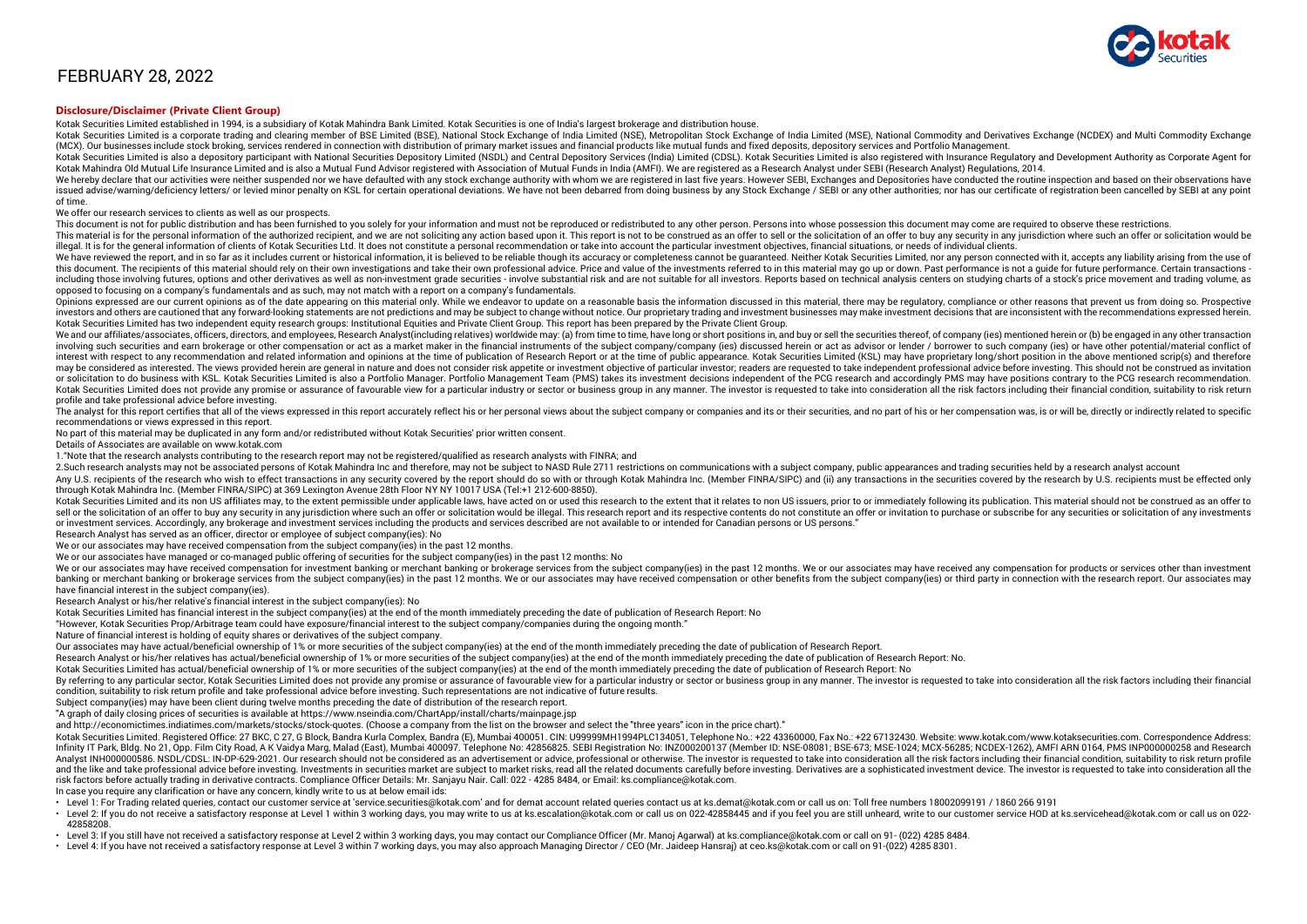FEBRUARY 28, 2022

### Disclosure/Disclaimer (Private Client Group)

Kotak Securities Limited established in 1994, is a subsidiary of Kotak Mahindra Bank Limited. Kotak Securities is one of India's largest brokerage and distribution house.

Kotak Securities Limited is a corporate trading and clearing member of BSE Limited (BSE), National Stock Exchange of India Limited (NSE), Metropolitan Stock Exchange of India Limited (MSE), National Commodity and Derivatives Exchange (NCDEX) and Multi Commodity Exchange (MCX). Our businesses include stock broking, services rendered in connection with distribution of primary market issues and financial products like mutual funds and fixed deposits, depository services and Portfolio Management.

Kotak Securities Limited is also a depository participant with National Securities Depository Limited (NSDL) and Central Depository Services (India) Limited (CDSL). Kotak Securities Limited is also registered with Insurance Regulatory and Development Authority as Corporate Agent for Kotak Mahindra Old Mutual Life Insurance Limited and is also a Mutual Fund Advisor registered with Association of Mutual Funds in India (AMFI). We are registered as a Research Analyst under SEBI (Research Analyst) Regulations, 2014.

We hereby declare that our activities were neither suspended nor we have defaulted with any stock exchange authority with whom we are registered in last five years. However SEBI, Exchanges and Depositories have conducted the routine inspection and based on their observations have issued advise/warning/deficiency letters/ or levied minor penalty on KSL for certain operational deviations. We have not been debarred from doing business by any Stock Exchange / SEBI or any other authorities; nor has our certificate of registration been cancelled by SEBI at any point of time.

We offer our research services to clients as well as our prospects.

This document is not for public distribution and has been furnished to you solely for your information and must not be reproduced or redistributed to any other person. Persons into whose possession this document may come are required to observe these restrictions.

This material is for the personal information of the authorized recipient, and we are not soliciting any action based upon it. This report is not to be construed as an offer to sell or the solicitation of an offer to buy any security in any jurisdiction where such an offer or solicitation would be illegal. It is for the general information of clients of Kotak Securities Ltd. It does not constitute a personal recommendation or take into account the particular investment objectives, financial situations, or needs of individual clients.

We have reviewed the report, and in so far as it includes current or historical information, it is believed to be reliable though its accuracy or completeness cannot be guaranteed. Neither Kotak Securities Limited, nor any person connected with it, accepts any liability arising from the use of this document. The recipients of this material should rely on their own investigations and take their own professional advice. Price and value of the investments referred to in this material may go up or down. Past performance is not a guide for future performance. Certain transactions - including those involving futures, options and other derivatives as well as non-investment grade securities - involve substantial risk and are not suitable for all investors. Reports based on technical analysis centers on studying charts of a stock's price movement and trading volume, as opposed to focusing on a company's fundamentals and as such, may not match with a report on a company's fundamentals.

Opinions expressed are our current opinions as of the date appearing on this material only. While we endeavor to update on a reasonable basis the information discussed in this material, there may be regulatory, compliance or other reasons that prevent us from doing so. Prospective investors and others are cautioned that any forward-looking statements are not predictions and may be subject to change without notice. Our proprietary trading and investment businesses may make investment decisions that are inconsistent with the recommendations expressed herein. Kotak Securities Limited has two independent equity research groups: Institutional Equities and Private Client Group. This report has been prepared by the Private Client Group.

We and our affiliates/associates, officers, directors, and employees, Research Analyst(including relatives) worldwide may: (a) from time to time, have long or short positions in, and buy or sell the securities thereof, of company (ies) mentioned herein or (b) be engaged in any other transaction involving such securities and earn brokerage or other compensation or act as a market maker in the financial instruments of the subject company/company (ies) discussed herein or act as advisor or lender / borrower to such company (ies) or have other potential/material conflict of interest with respect to any recommendation and related information and opinions at the time of publication of Research Report or at the time of public appearance. Kotak Securities Limited (KSL) may have proprietary long/short position in the above mentioned scrip(s) and therefore may be considered as interested. The views provided herein are general in nature and does not consider risk appetite or investment objective of particular investor; readers are requested to take independent professional advice before investing. This should not be construed as invitation or solicitation to do business with KSL. Kotak Securities Limited is also a Portfolio Manager. Portfolio Management Team (PMS) takes its investment decisions independent of the PCG research and accordingly PMS may have positions contrary to the PCG research recommendation. Kotak Securities Limited does not provide any promise or assurance of favourable view for a particular industry or sector or business group in any manner. The investor is requested to take into consideration all the risk factors including their financial condition, suitability to risk return profile and take professional advice before investing.

The analyst for this report certifies that all of the views expressed in this report accurately reflect his or her personal views about the subject company or companies and its or their securities, and no part of his or her compensation was, is or will be, directly or indirectly related to specific recommendations or views expressed in this report.

No part of this material may be duplicated in any form and/or redistributed without Kotak Securities' prior written consent.

Details of Associates are available on www.kotak.com

1."Note that the research analysts contributing to the research report may not be registered/qualified as research analysts with FINRA; and

2.Such research analysts may not be associated persons of Kotak Mahindra Inc and therefore, may not be subject to NASD Rule 2711 restrictions on communications with a subject company, public appearances and trading securities held by a research analyst account

Any U.S. recipients of the research who wish to effect transactions in any security covered by the report should do so with or through Kotak Mahindra Inc. (Member FINRA/SIPC) and (ii) any transactions in the securities covered by the research by U.S. recipients must be effected only through Kotak Mahindra Inc. (Member FINRA/SIPC) at 369 Lexington Avenue 28th Floor NY NY 10017 USA (Tel:+1 212-600-8850).

Kotak Securities Limited and its non US affiliates may, to the extent permissible under applicable laws, have acted on or used this research to the extent that it relates to non US issuers, prior to or immediately following its publication. This material should not be construed as an offer to sell or the solicitation of an offer to buy any security in any jurisdiction where such an offer or solicitation would be illegal. This research report and its respective contents do not constitute an offer or invitation to purchase or subscribe for any securities or solicitation of any investments or investment services. Accordingly, any brokerage and investment services including the products and services described are not available to or intended for Canadian persons or US persons."

Research Analyst has served as an officer, director or employee of subject company(ies): No

We or our associates may have received compensation from the subject company(ies) in the past 12 months.

We or our associates have managed or co-managed public offering of securities for the subject company(ies) in the past 12 months: No

We or our associates may have received compensation for investment banking or merchant banking or brokerage services from the subject company(ies) in the past 12 months. We or our associates may have received any compensation for products or services other than investment banking or merchant banking or brokerage services from the subject company(ies) in the past 12 months. We or our associates may have received compensation or other benefits from the subject company(ies) or third party in connection with the research report. Our associates may have financial interest in the subject company(ies).

Research Analyst or his/her relative's financial interest in the subject company(ies): No

Kotak Securities Limited has financial interest in the subject company(ies) at the end of the month immediately preceding the date of publication of Research Report: No

"However, Kotak Securities Prop/Arbitrage team could have exposure/financial interest to the subject company/companies during the ongoing month."

Nature of financial interest is holding of equity shares or derivatives of the subject company.

Our associates may have actual/beneficial ownership of 1% or more securities of the subject company(ies) at the end of the month immediately preceding the date of publication of Research Report.

Research Analyst or his/her relatives has actual/beneficial ownership of 1% or more securities of the subject company(ies) at the end of the month immediately preceding the date of publication of Research Report: No.

Kotak Securities Limited has actual/beneficial ownership of 1% or more securities of the subject company(ies) at the end of the month immediately preceding the date of publication of Research Report: No

By referring to any particular sector, Kotak Securities Limited does not provide any promise or assurance of favourable view for a particular industry or sector or business group in any manner. The investor is requested to take into consideration all the risk factors including their financial condition, suitability to risk return profile and take professional advice before investing. Such representations are not indicative of future results.

Subject company(ies) may have been client during twelve months preceding the date of distribution of the research report.

"A graph of daily closing prices of securities is available at https://www.nseindia.com/ChartApp/install/charts/mainpage.jsp

and http://economictimes.indiatimes.com/markets/stocks/stock-quotes. (Choose a company from the list on the browser and select the "three years" icon in the price chart)."

Kotak Securities Limited. Registered Office: 27 BKC, C 27, G Block, Bandra Kurla Complex, Bandra (E), Mumbai 400051. CIN: U99999MH1994PLC134051, Telephone No.: +22 43360000, Fax No.: +22 67132430. Website: www.kotak.com/www.kotaksecurities.com. Correspondence Address: Infinity IT Park, Bldg. No 21, Opp. Film City Road, A K Vaidya Marg, Malad (East), Mumbai 400097. Telephone No: 42856825. SEBI Registration No: INZ000200137 (Member ID: NSE-08081; BSE-673; MSE-1024; MCX-56285; NCDEX-1262), AMFI ARN 0164, PMS INP000000258 and Research Analyst INH000000586. NSDL/CDSL: IN-DP-629-2021. Our research should not be considered as an advertisement or advice, professional or otherwise. The investor is requested to take into consideration all the risk factors including their financial condition, suitability to risk return profile and the like and take professional advice before investing. Investments in securities market are subject to market risks, read all the related documents carefully before investing. Derivatives are a sophisticated investment device. The investor is requested to take into consideration all the risk factors before actually trading in derivative contracts. Compliance Officer Details: Mr. Sanjayu Nair. Call: 022 - 4285 8484, or Email: ks.compliance@kotak.com.

In case you require any clarification or have any concern, kindly write to us at below email ids:

- Level 1: For Trading related queries, contact our customer service at 'service.securities@kotak.com' and for demat account related queries contact us at ks.demat@kotak.com or call us on: Toll free numbers 18002099191 / 1860 266 9191
- Level 2: If you do not receive a satisfactory response at Level 1 within 3 working days, you may write to us at ks.escalation@kotak.com or call us on 022-42858445 and if you feel you are still unheard, write to our customer service HOD at ks.servicehead@kotak.com or call us on 022-42858208.
- Level 3: If you still have not received a satisfactory response at Level 2 within 3 working days, you may contact our Compliance Officer (Mr. Manoj Agarwal) at ks.compliance@kotak.com or call on 91- (022) 4285 8484.
- Level 4: If you have not received a satisfactory response at Level 3 within 7 working days, you may also approach Managing Director / CEO (Mr. Jaideep Hansraj) at ceo.ks@kotak.com or call on 91-(022) 4285 8301.